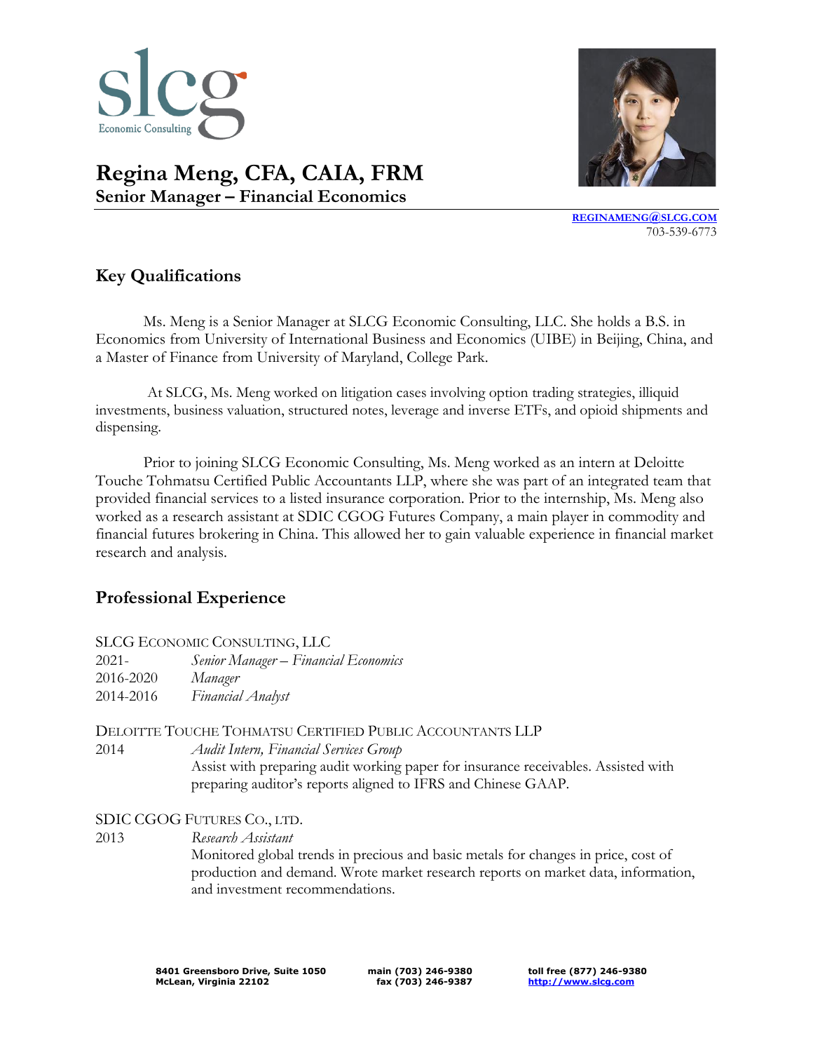# Regina Meng, CFA, CAIA, FRM

**Senior Manager – Financial Economics**

REGINAMENG@SLCG.COM
703-539-6773

## Key Qualifications

Ms. Meng is a Senior Manager at SLCG Economic Consulting, LLC. She holds a B.S. in Economics from University of International Business and Economics (UIBE) in Beijing, China, and a Master of Finance from University of Maryland, College Park.

At SLCG, Ms. Meng worked on litigation cases involving option trading strategies, illiquid investments, business valuation, structured notes, leverage and inverse ETFs, and opioid shipments and dispensing.

Prior to joining SLCG Economic Consulting, Ms. Meng worked as an intern at Deloitte Touche Tohmatsu Certified Public Accountants LLP, where she was part of an integrated team that provided financial services to a listed insurance corporation. Prior to the internship, Ms. Meng also worked as a research assistant at SDIC CGOG Futures Company, a main player in commodity and financial futures brokering in China. This allowed her to gain valuable experience in financial market research and analysis.

## Professional Experience

SLCG ECONOMIC CONSULTING, LLC

2021- *Senior Manager – Financial Economics*
2016-2020 *Manager*
2014-2016 *Financial Analyst*

DELOITTE TOUCHE TOHMATSU CERTIFIED PUBLIC ACCOUNTANTS LLP

2014 *Audit Intern, Financial Services Group*
Assist with preparing audit working paper for insurance receivables. Assisted with preparing auditor's reports aligned to IFRS and Chinese GAAP.

SDIC CGOG FUTURES CO., LTD.

2013 *Research Assistant*
Monitored global trends in precious and basic metals for changes in price, cost of production and demand. Wrote market research reports on market data, information, and investment recommendations.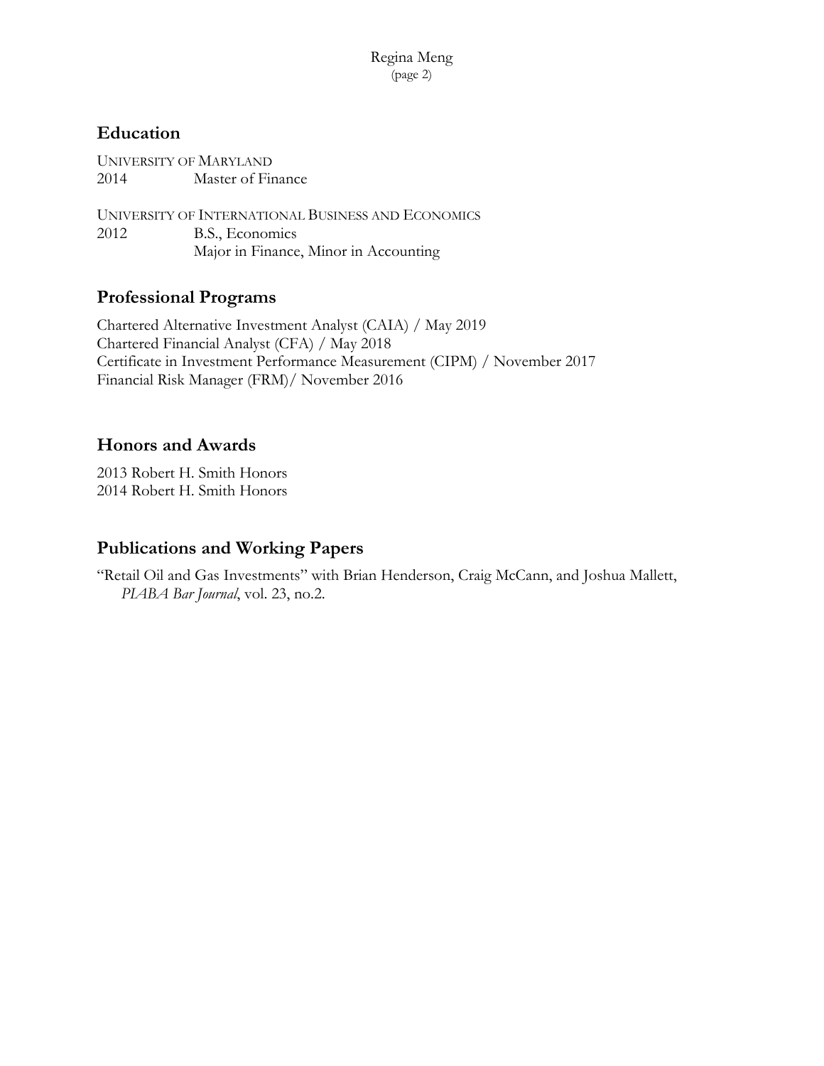## Education

UNIVERSITY OF MARYLAND
2014 Master of Finance

UNIVERSITY OF INTERNATIONAL BUSINESS AND ECONOMICS
2012 B.S., Economics
Major in Finance, Minor in Accounting

## Professional Programs

Chartered Alternative Investment Analyst (CAIA) / May 2019
Chartered Financial Analyst (CFA) / May 2018
Certificate in Investment Performance Measurement (CIPM) / November 2017
Financial Risk Manager (FRM)/ November 2016

## Honors and Awards

2013 Robert H. Smith Honors
2014 Robert H. Smith Honors

## Publications and Working Papers

"Retail Oil and Gas Investments" with Brian Henderson, Craig McCann, and Joshua Mallett, *PIABA Bar Journal*, vol. 23, no.2.